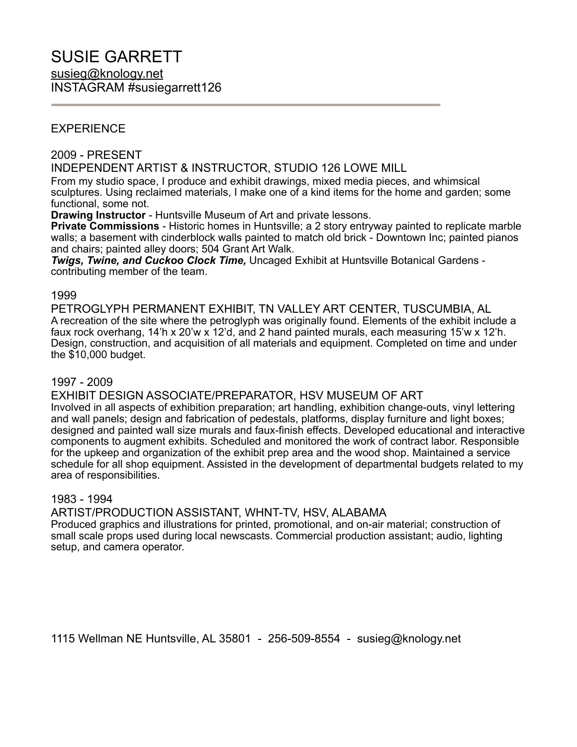# SUSIE GARRETT

susieg@knology.net
INSTAGRAM #susiegarrett126

---

## EXPERIENCE

### 2009 - PRESENT
### INDEPENDENT ARTIST & INSTRUCTOR, STUDIO 126 LOWE MILL

From my studio space, I produce and exhibit drawings, mixed media pieces, and whimsical sculptures. Using reclaimed materials, I make one of a kind items for the home and garden; some functional, some not.

**Drawing Instructor** - Huntsville Museum of Art and private lessons.

**Private Commissions** - Historic homes in Huntsville; a 2 story entryway painted to replicate marble walls; a basement with cinderblock walls painted to match old brick - Downtown Inc; painted pianos and chairs; painted alley doors; 504 Grant Art Walk.

***Twigs, Twine, and Cuckoo Clock Time,*** Uncaged Exhibit at Huntsville Botanical Gardens - contributing member of the team.

### 1999
### PETROGLYPH PERMANENT EXHIBIT, TN VALLEY ART CENTER, TUSCUMBIA, AL

A recreation of the site where the petroglyph was originally found. Elements of the exhibit include a faux rock overhang, 14'h x 20'w x 12'd, and 2 hand painted murals, each measuring 15'w x 12'h. Design, construction, and acquisition of all materials and equipment. Completed on time and under the $10,000 budget.

### 1997 - 2009
### EXHIBIT DESIGN ASSOCIATE/PREPARATOR, HSV MUSEUM OF ART

Involved in all aspects of exhibition preparation; art handling, exhibition change-outs, vinyl lettering and wall panels; design and fabrication of pedestals, platforms, display furniture and light boxes; designed and painted wall size murals and faux-finish effects. Developed educational and interactive components to augment exhibits. Scheduled and monitored the work of contract labor. Responsible for the upkeep and organization of the exhibit prep area and the wood shop. Maintained a service schedule for all shop equipment. Assisted in the development of departmental budgets related to my area of responsibilities.

### 1983 - 1994
### ARTIST/PRODUCTION ASSISTANT, WHNT-TV, HSV, ALABAMA

Produced graphics and illustrations for printed, promotional, and on-air material; construction of small scale props used during local newscasts. Commercial production assistant; audio, lighting setup, and camera operator.

1115 Wellman NE Huntsville, AL 35801 - 256-509-8554 - susieg@knology.net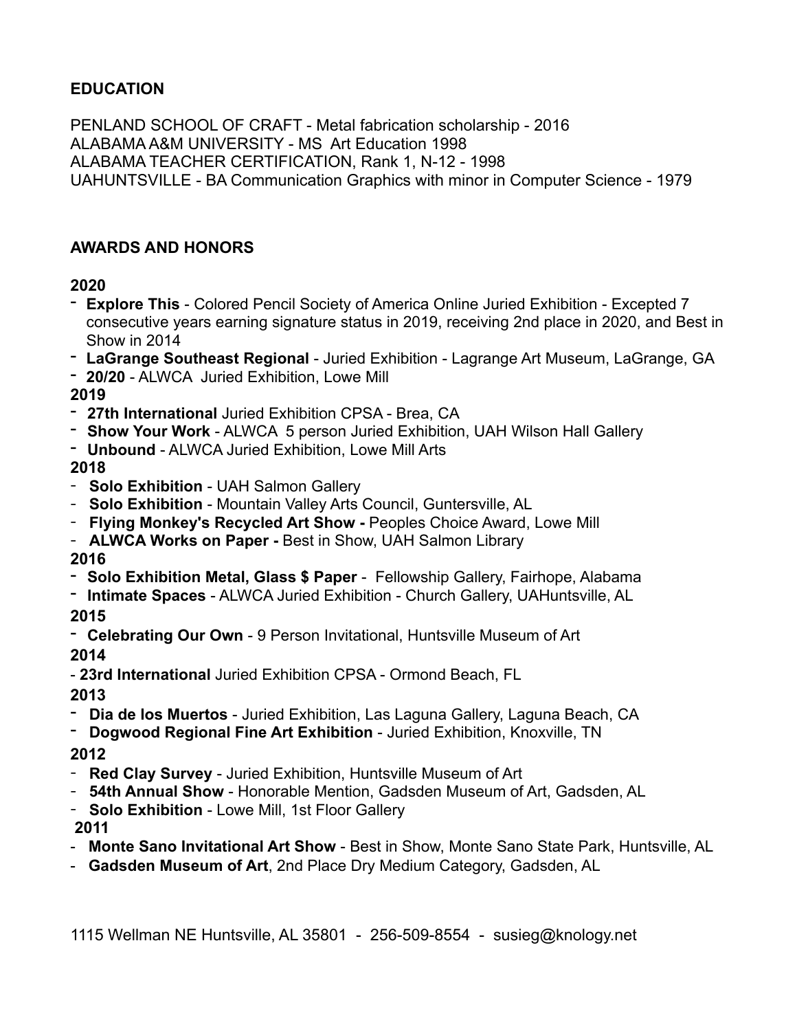## EDUCATION

PENLAND SCHOOL OF CRAFT - Metal fabrication scholarship - 2016
ALABAMA A&M UNIVERSITY - MS Art Education 1998
ALABAMA TEACHER CERTIFICATION, Rank 1, N-12 - 1998
UAHUNTSVILLE - BA Communication Graphics with minor in Computer Science - 1979

## AWARDS AND HONORS

**2020**

- **Explore This** - Colored Pencil Society of America Online Juried Exhibition - Excepted 7 consecutive years earning signature status in 2019, receiving 2nd place in 2020, and Best in Show in 2014
- **LaGrange Southeast Regional** - Juried Exhibition - Lagrange Art Museum, LaGrange, GA
- **20/20** - ALWCA Juried Exhibition, Lowe Mill

**2019**

- **27th International** Juried Exhibition CPSA - Brea, CA
- **Show Your Work** - ALWCA 5 person Juried Exhibition, UAH Wilson Hall Gallery
- **Unbound** - ALWCA Juried Exhibition, Lowe Mill Arts

**2018**

- **Solo Exhibition** - UAH Salmon Gallery
- **Solo Exhibition** - Mountain Valley Arts Council, Guntersville, AL
- **Flying Monkey's Recycled Art Show -** Peoples Choice Award, Lowe Mill
- **ALWCA Works on Paper -** Best in Show, UAH Salmon Library

**2016**

- **Solo Exhibition Metal, Glass $ Paper** - Fellowship Gallery, Fairhope, Alabama
- **Intimate Spaces** - ALWCA Juried Exhibition - Church Gallery, UAHuntsville, AL

**2015**

- **Celebrating Our Own** - 9 Person Invitational, Huntsville Museum of Art

**2014**

- **23rd International** Juried Exhibition CPSA - Ormond Beach, FL

**2013**

- **Dia de los Muertos** - Juried Exhibition, Las Laguna Gallery, Laguna Beach, CA
- **Dogwood Regional Fine Art Exhibition** - Juried Exhibition, Knoxville, TN

**2012**

- **Red Clay Survey** - Juried Exhibition, Huntsville Museum of Art
- **54th Annual Show** - Honorable Mention, Gadsden Museum of Art, Gadsden, AL
- **Solo Exhibition** - Lowe Mill, 1st Floor Gallery

**2011**

- **Monte Sano Invitational Art Show** - Best in Show, Monte Sano State Park, Huntsville, AL
- **Gadsden Museum of Art**, 2nd Place Dry Medium Category, Gadsden, AL

1115 Wellman NE Huntsville, AL 35801 - 256-509-8554 - susieg@knology.net